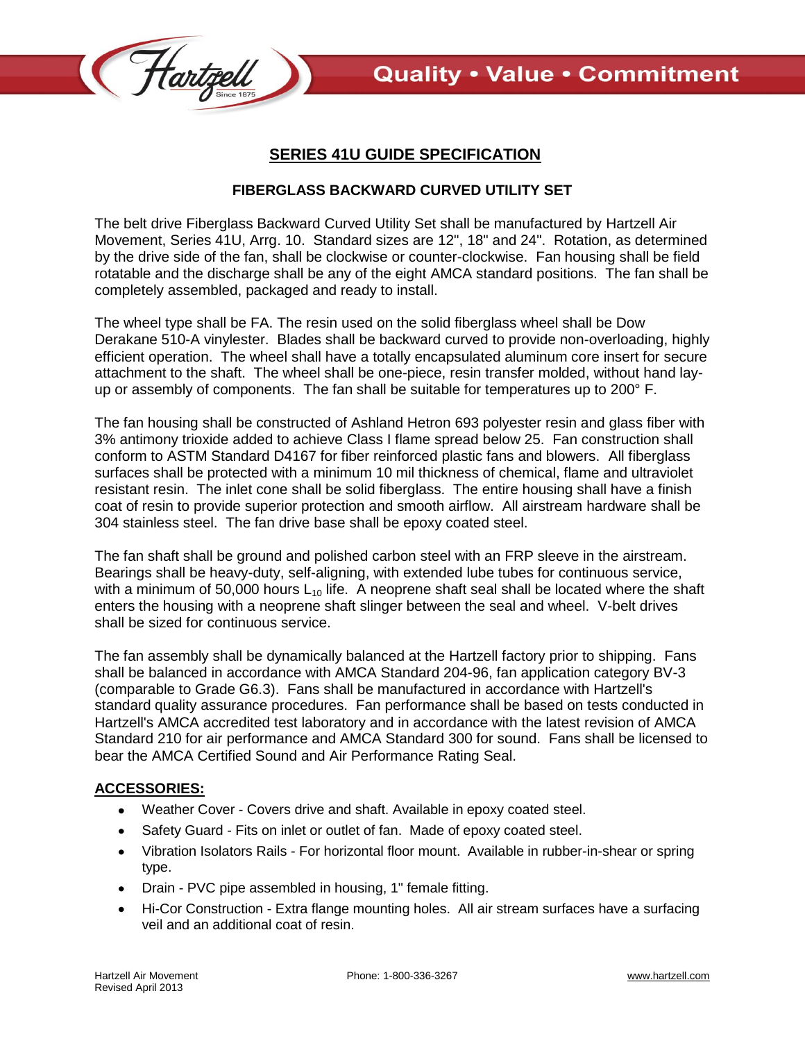# SERIES 41U GUIDE SPECIFICATION

## FIBERGLASS BACKWARD CURVED UTILITY SET

The belt drive Fiberglass Backward Curved Utility Set shall be manufactured by Hartzell Air Movement, Series 41U, Arrg. 10. Standard sizes are 12", 18" and 24". Rotation, as determined by the drive side of the fan, shall be clockwise or counter-clockwise. Fan housing shall be field rotatable and the discharge shall be any of the eight AMCA standard positions. The fan shall be completely assembled, packaged and ready to install.

The wheel type shall be FA. The resin used on the solid fiberglass wheel shall be Dow Derakane 510-A vinylester. Blades shall be backward curved to provide non-overloading, highly efficient operation. The wheel shall have a totally encapsulated aluminum core insert for secure attachment to the shaft. The wheel shall be one-piece, resin transfer molded, without hand lay-up or assembly of components. The fan shall be suitable for temperatures up to 200° F.

The fan housing shall be constructed of Ashland Hetron 693 polyester resin and glass fiber with 3% antimony trioxide added to achieve Class I flame spread below 25. Fan construction shall conform to ASTM Standard D4167 for fiber reinforced plastic fans and blowers. All fiberglass surfaces shall be protected with a minimum 10 mil thickness of chemical, flame and ultraviolet resistant resin. The inlet cone shall be solid fiberglass. The entire housing shall have a finish coat of resin to provide superior protection and smooth airflow. All airstream hardware shall be 304 stainless steel. The fan drive base shall be epoxy coated steel.

The fan shaft shall be ground and polished carbon steel with an FRP sleeve in the airstream. Bearings shall be heavy-duty, self-aligning, with extended lube tubes for continuous service, with a minimum of 50,000 hours $L_{10}$ life. A neoprene shaft seal shall be located where the shaft enters the housing with a neoprene shaft slinger between the seal and wheel. V-belt drives shall be sized for continuous service.

The fan assembly shall be dynamically balanced at the Hartzell factory prior to shipping. Fans shall be balanced in accordance with AMCA Standard 204-96, fan application category BV-3 (comparable to Grade G6.3). Fans shall be manufactured in accordance with Hartzell's standard quality assurance procedures. Fan performance shall be based on tests conducted in Hartzell's AMCA accredited test laboratory and in accordance with the latest revision of AMCA Standard 210 for air performance and AMCA Standard 300 for sound. Fans shall be licensed to bear the AMCA Certified Sound and Air Performance Rating Seal.

**ACCESSORIES:**

- Weather Cover - Covers drive and shaft. Available in epoxy coated steel.
- Safety Guard - Fits on inlet or outlet of fan. Made of epoxy coated steel.
- Vibration Isolators Rails - For horizontal floor mount. Available in rubber-in-shear or spring type.
- Drain - PVC pipe assembled in housing, 1" female fitting.
- Hi-Cor Construction - Extra flange mounting holes. All air stream surfaces have a surfacing veil and an additional coat of resin.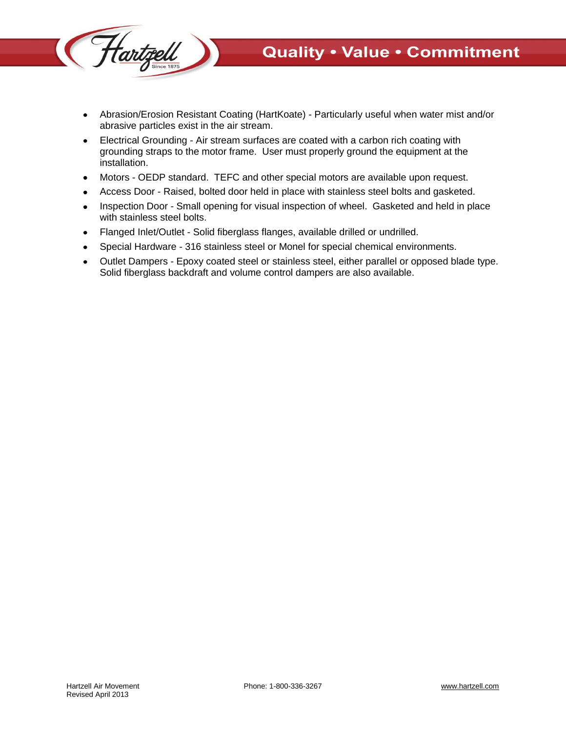- Abrasion/Erosion Resistant Coating (HartKoate) - Particularly useful when water mist and/or abrasive particles exist in the air stream.
- Electrical Grounding - Air stream surfaces are coated with a carbon rich coating with grounding straps to the motor frame. User must properly ground the equipment at the installation.
- Motors - OEDP standard. TEFC and other special motors are available upon request.
- Access Door - Raised, bolted door held in place with stainless steel bolts and gasketed.
- Inspection Door - Small opening for visual inspection of wheel. Gasketed and held in place with stainless steel bolts.
- Flanged Inlet/Outlet - Solid fiberglass flanges, available drilled or undrilled.
- Special Hardware - 316 stainless steel or Monel for special chemical environments.
- Outlet Dampers - Epoxy coated steel or stainless steel, either parallel or opposed blade type. Solid fiberglass backdraft and volume control dampers are also available.